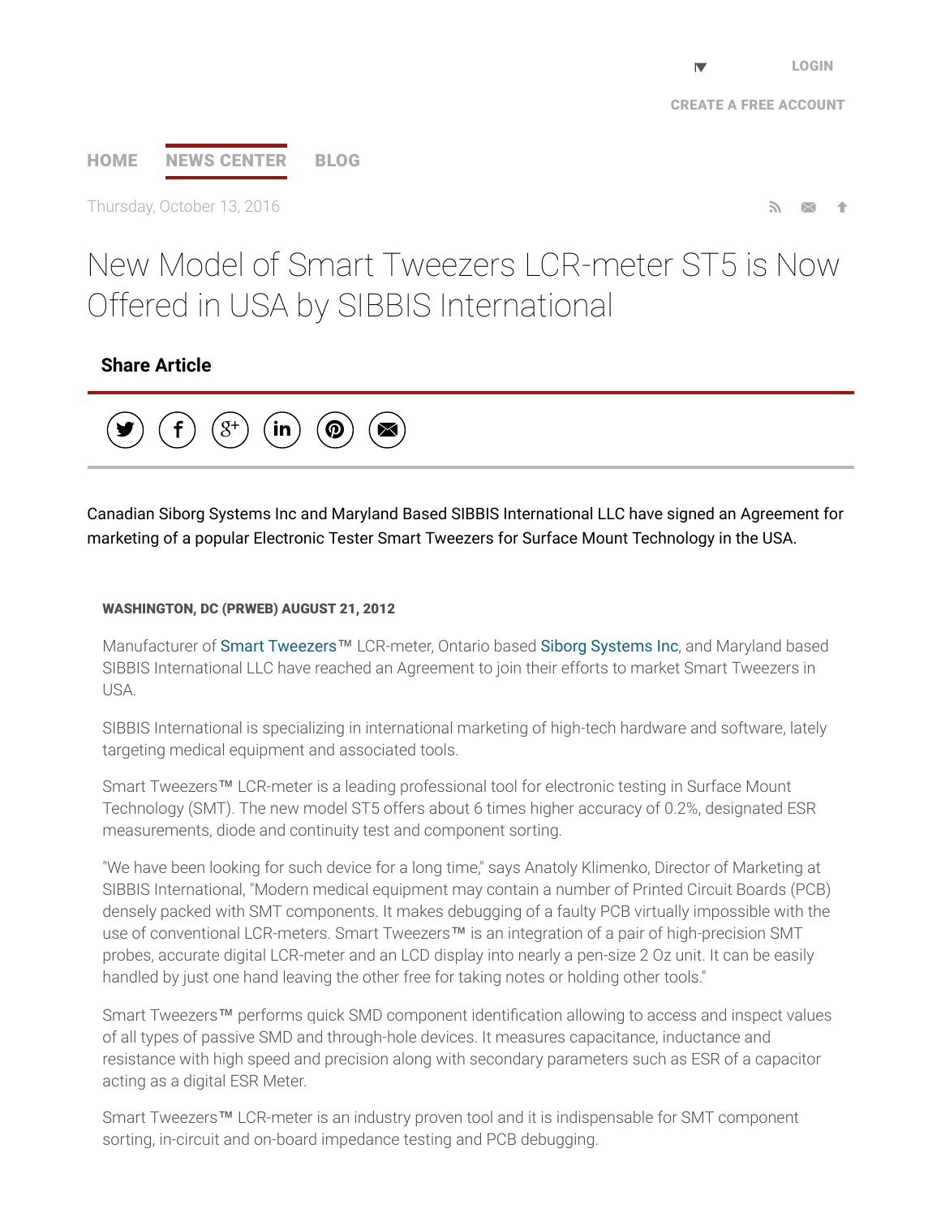HOME NEWS CENTER BLOG

Thursday, October 13, 2016

# New Model of Smart Tweezers LCR-meter ST5 is Now Offered in USA by SIBBIS International

**Share Article**

Canadian Siborg Systems Inc and Maryland Based SIBBIS International LLC have signed an Agreement for marketing of a popular Electronic Tester Smart Tweezers for Surface Mount Technology in the USA.

**WASHINGTON, DC (PRWEB) AUGUST 21, 2012**

Manufacturer of Smart Tweezers™ LCR-meter, Ontario based Siborg Systems Inc, and Maryland based SIBBIS International LLC have reached an Agreement to join their efforts to market Smart Tweezers in USA.

SIBBIS International is specializing in international marketing of high-tech hardware and software, lately targeting medical equipment and associated tools.

Smart Tweezers™ LCR-meter is a leading professional tool for electronic testing in Surface Mount Technology (SMT). The new model ST5 offers about 6 times higher accuracy of 0.2%, designated ESR measurements, diode and continuity test and component sorting.

"We have been looking for such device for a long time," says Anatoly Klimenko, Director of Marketing at SIBBIS International, "Modern medical equipment may contain a number of Printed Circuit Boards (PCB) densely packed with SMT components. It makes debugging of a faulty PCB virtually impossible with the use of conventional LCR-meters. Smart Tweezers™ is an integration of a pair of high-precision SMT probes, accurate digital LCR-meter and an LCD display into nearly a pen-size 2 Oz unit. It can be easily handled by just one hand leaving the other free for taking notes or holding other tools."

Smart Tweezers™ performs quick SMD component identification allowing to access and inspect values of all types of passive SMD and through-hole devices. It measures capacitance, inductance and resistance with high speed and precision along with secondary parameters such as ESR of a capacitor acting as a digital ESR Meter.

Smart Tweezers™ LCR-meter is an industry proven tool and it is indispensable for SMT component sorting, in-circuit and on-board impedance testing and PCB debugging.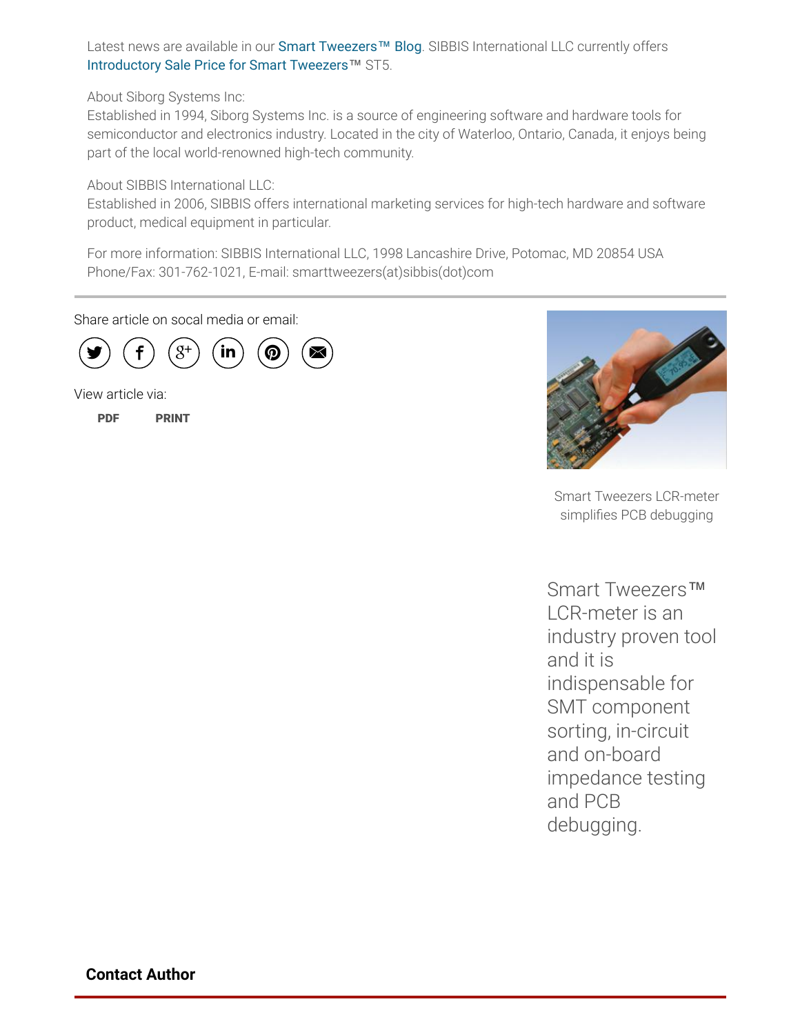Latest news are available in our Smart Tweezers™ Blog. SIBBIS International LLC currently offers Introductory Sale Price for Smart Tweezers™ ST5.

About Siborg Systems Inc:
Established in 1994, Siborg Systems Inc. is a source of engineering software and hardware tools for semiconductor and electronics industry. Located in the city of Waterloo, Ontario, Canada, it enjoys being part of the local world-renowned high-tech community.

About SIBBIS International LLC:
Established in 2006, SIBBIS offers international marketing services for high-tech hardware and software product, medical equipment in particular.

For more information: SIBBIS International LLC, 1998 Lancashire Drive, Potomac, MD 20854 USA
Phone/Fax: 301-762-1021, E-mail: smarttweezers(at)sibbis(dot)com

---

Share article on socal media or email:

View article via:

**PDF** **PRINT**

Smart Tweezers LCR-meter simplifies PCB debugging

Smart Tweezers™ LCR-meter is an industry proven tool and it is indispensable for SMT component sorting, in-circuit and on-board impedance testing and PCB debugging.

**Contact Author**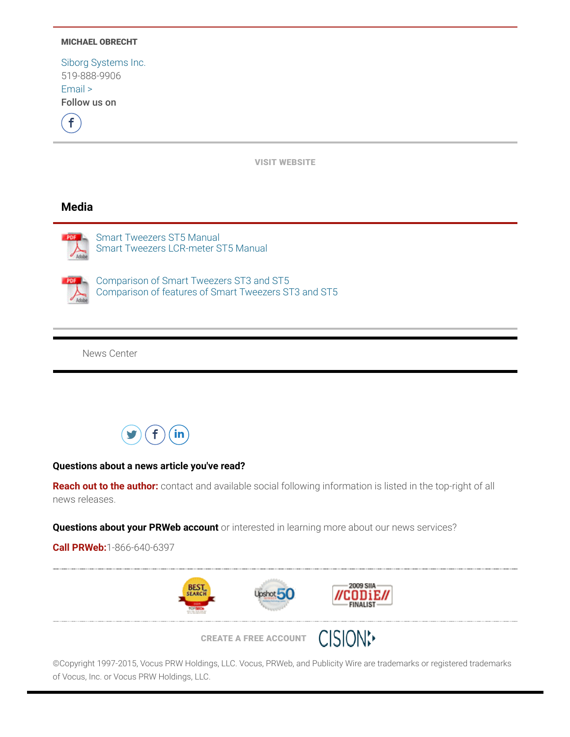**MICHAEL OBRECHT**

Siborg Systems Inc.
519-888-9906
Email >
Follow us on

VISIT WEBSITE

## Media

Smart Tweezers ST5 Manual
Smart Tweezers LCR-meter ST5 Manual

Comparison of Smart Tweezers ST3 and ST5
Comparison of features of Smart Tweezers ST3 and ST5

News Center

**Questions about a news article you've read?**

**Reach out to the author:** contact and available social following information is listed in the top-right of all news releases.

**Questions about your PRWeb account** or interested in learning more about our news services?

**Call PRWeb:**1-866-640-6397

CREATE A FREE ACCOUNT

©Copyright 1997-2015, Vocus PRW Holdings, LLC. Vocus, PRWeb, and Publicity Wire are trademarks or registered trademarks of Vocus, Inc. or Vocus PRW Holdings, LLC.